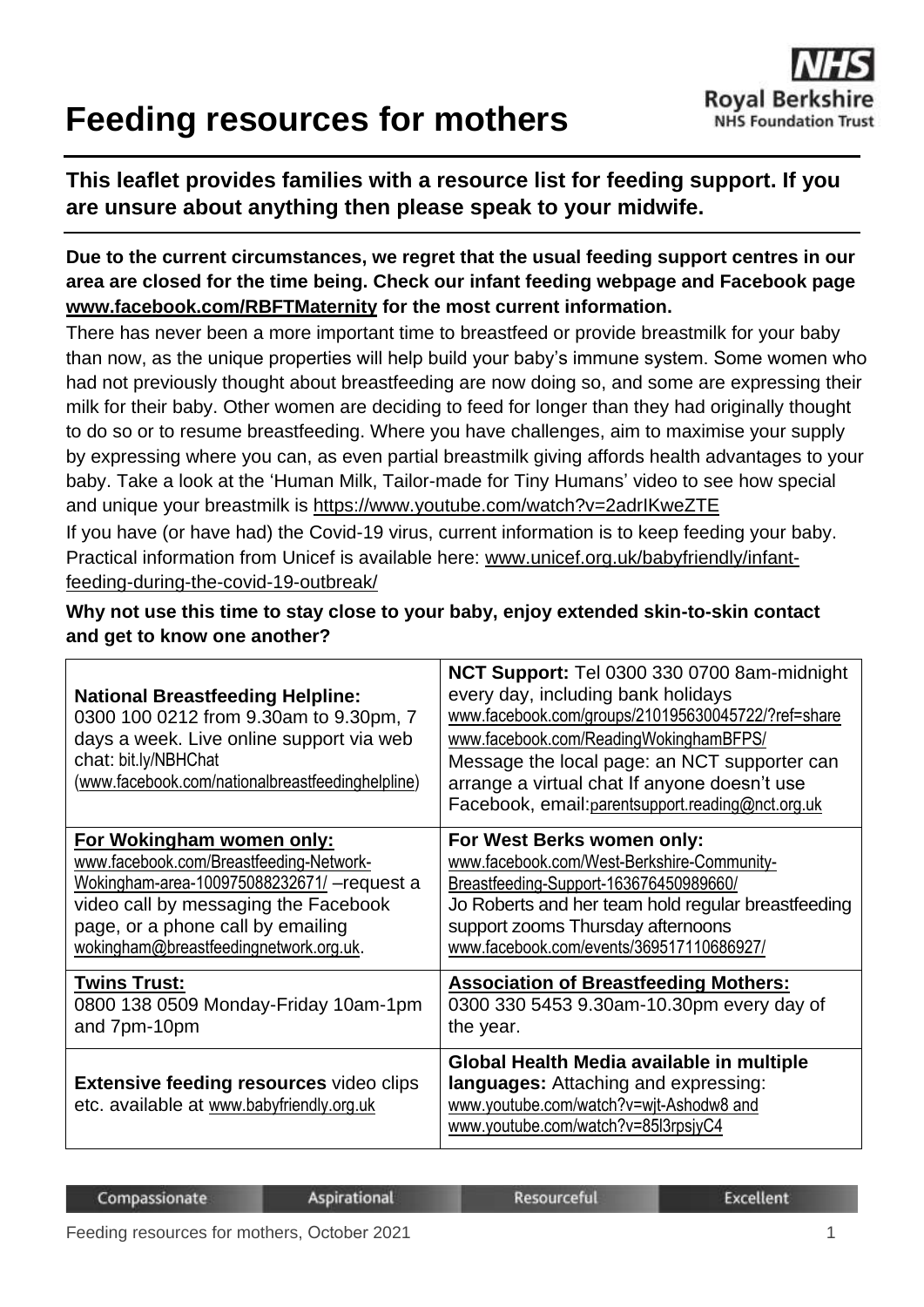# Feeding resources for mothers

**This leaflet provides families with a resource list for feeding support. If you are unsure about anything then please speak to your midwife.**

**Due to the current circumstances, we regret that the usual feeding support centres in our area are closed for the time being. Check our infant feeding webpage and Facebook page www.facebook.com/RBFTMaternity for the most current information.**

There has never been a more important time to breastfeed or provide breastmilk for your baby than now, as the unique properties will help build your baby's immune system. Some women who had not previously thought about breastfeeding are now doing so, and some are expressing their milk for their baby. Other women are deciding to feed for longer than they had originally thought to do so or to resume breastfeeding. Where you have challenges, aim to maximise your supply by expressing where you can, as even partial breastmilk giving affords health advantages to your baby. Take a look at the 'Human Milk, Tailor-made for Tiny Humans' video to see how special and unique your breastmilk is https://www.youtube.com/watch?v=2adrIKweZTE

If you have (or have had) the Covid-19 virus, current information is to keep feeding your baby. Practical information from Unicef is available here: www.unicef.org.uk/babyfriendly/infant-feeding-during-the-covid-19-outbreak/

**Why not use this time to stay close to your baby, enjoy extended skin-to-skin contact and get to know one another?**

| | |
|---|---|
| **National Breastfeeding Helpline:** 0300 100 0212 from 9.30am to 9.30pm, 7 days a week. Live online support via web chat: bit.ly/NBHChat (www.facebook.com/nationalbreastfeedinghelpline) | **NCT Support:** Tel 0300 330 0700 8am-midnight every day, including bank holidays www.facebook.com/groups/210195630045722/?ref=share www.facebook.com/ReadingWokinghamBFPS/ Message the local page: an NCT supporter can arrange a virtual chat If anyone doesn't use Facebook, email:parentsupport.reading@nct.org.uk |
| **For Wokingham women only:** www.facebook.com/Breastfeeding-Network-Wokingham-area-100975088232671/ –request a video call by messaging the Facebook page, or a phone call by emailing wokingham@breastfeedingnetwork.org.uk. | **For West Berks women only:** www.facebook.com/West-Berkshire-Community-Breastfeeding-Support-163676450989660/ Jo Roberts and her team hold regular breastfeeding support zooms Thursday afternoons www.facebook.com/events/369517110686927/ |
| **Twins Trust:** 0800 138 0509 Monday-Friday 10am-1pm and 7pm-10pm | **Association of Breastfeeding Mothers:** 0300 330 5453 9.30am-10.30pm every day of the year. |
| **Extensive feeding resources** video clips etc. available at www.babyfriendly.org.uk | **Global Health Media available in multiple languages:** Attaching and expressing: www.youtube.com/watch?v=wjt-Ashodw8 and www.youtube.com/watch?v=85l3rpsjyC4 |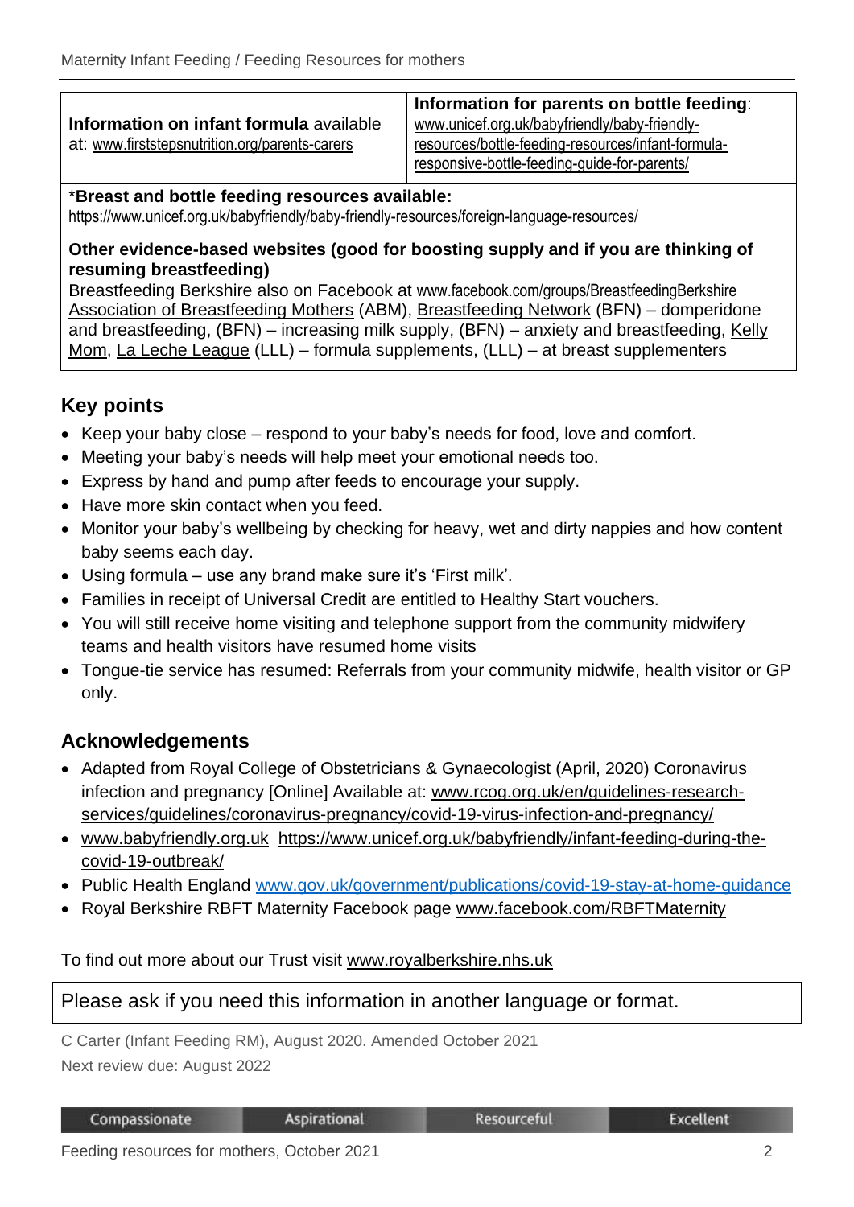| | |
|---|---|
| **Information on infant formula** available at: www.firststepsnutrition.org/parents-carers | **Information for parents on bottle feeding**: www.unicef.org.uk/babyfriendly/baby-friendly-resources/bottle-feeding-resources/infant-formula-responsive-bottle-feeding-guide-for-parents/ |
| ***Breast and bottle feeding resources available:** https://www.unicef.org.uk/babyfriendly/baby-friendly-resources/foreign-language-resources/ | |
| **Other evidence-based websites (good for boosting supply and if you are thinking of resuming breastfeeding)** Breastfeeding Berkshire also on Facebook at www.facebook.com/groups/BreastfeedingBerkshire Association of Breastfeeding Mothers (ABM), Breastfeeding Network (BFN) – domperidone and breastfeeding, (BFN) – increasing milk supply, (BFN) – anxiety and breastfeeding, Kelly Mom, La Leche League (LLL) – formula supplements, (LLL) – at breast supplementers | |

## Key points

- Keep your baby close – respond to your baby's needs for food, love and comfort.
- Meeting your baby's needs will help meet your emotional needs too.
- Express by hand and pump after feeds to encourage your supply.
- Have more skin contact when you feed.
- Monitor your baby's wellbeing by checking for heavy, wet and dirty nappies and how content baby seems each day.
- Using formula – use any brand make sure it's 'First milk'.
- Families in receipt of Universal Credit are entitled to Healthy Start vouchers.
- You will still receive home visiting and telephone support from the community midwifery teams and health visitors have resumed home visits
- Tongue-tie service has resumed: Referrals from your community midwife, health visitor or GP only.

## Acknowledgements

- Adapted from Royal College of Obstetricians & Gynaecologist (April, 2020) Coronavirus infection and pregnancy [Online] Available at: www.rcog.org.uk/en/guidelines-research-services/guidelines/coronavirus-pregnancy/covid-19-virus-infection-and-pregnancy/
- www.babyfriendly.org.uk https://www.unicef.org.uk/babyfriendly/infant-feeding-during-the-covid-19-outbreak/
- Public Health England www.gov.uk/government/publications/covid-19-stay-at-home-guidance
- Royal Berkshire RBFT Maternity Facebook page www.facebook.com/RBFTMaternity

To find out more about our Trust visit www.royalberkshire.nhs.uk

Please ask if you need this information in another language or format.

C Carter (Infant Feeding RM), August 2020. Amended October 2021

Next review due: August 2022

Compassionate | Aspirational | Resourceful | Excellent